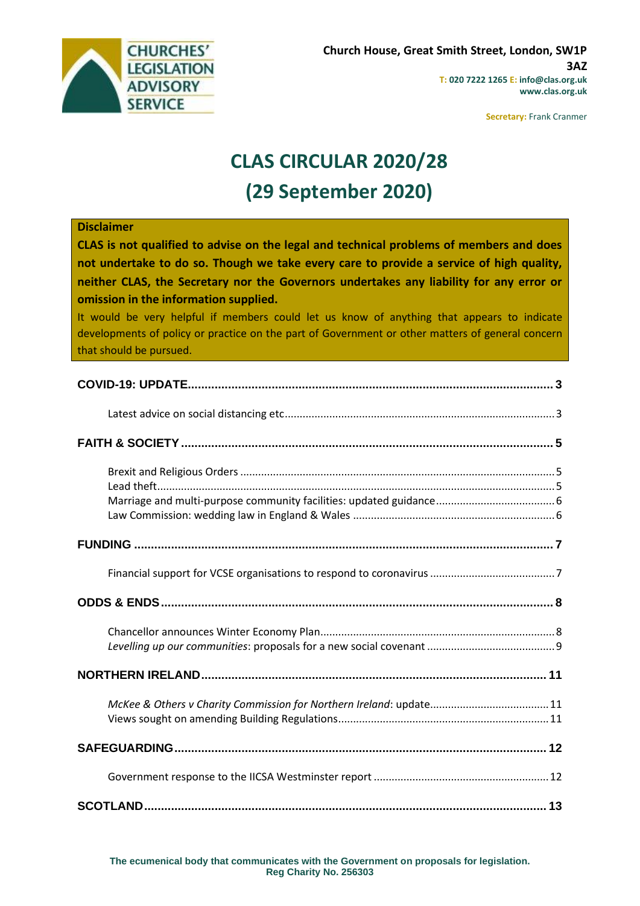CHURCHES' LEGISLATION ADVISORY SERVICE

**Church House, Great Smith Street, London, SW1P 3AZ**
**T: 020 7222 1265 E: info@clas.org.uk**
**www.clas.org.uk**

**Secretary:** Frank Cranmer

# CLAS CIRCULAR 2020/28
# (29 September 2020)

**Disclaimer**

**CLAS is not qualified to advise on the legal and technical problems of members and does not undertake to do so. Though we take every care to provide a service of high quality, neither CLAS, the Secretary nor the Governors undertakes any liability for any error or omission in the information supplied.**

It would be very helpful if members could let us know of anything that appears to indicate developments of policy or practice on the part of Government or other matters of general concern that should be pursued.

**COVID-19: UPDATE** .......... 3

- Latest advice on social distancing etc .......... 3

**FAITH & SOCIETY** .......... 5

- Brexit and Religious Orders .......... 5
- Lead theft .......... 5
- Marriage and multi-purpose community facilities: updated guidance .......... 6
- Law Commission: wedding law in England & Wales .......... 6

**FUNDING** .......... 7

- Financial support for VCSE organisations to respond to coronavirus .......... 7

**ODDS & ENDS** .......... 8

- Chancellor announces Winter Economy Plan .......... 8
- *Levelling up our communities*: proposals for a new social covenant .......... 9

**NORTHERN IRELAND** .......... 11

- *McKee & Others v Charity Commission for Northern Ireland*: update .......... 11
- Views sought on amending Building Regulations .......... 11

**SAFEGUARDING** .......... 12

- Government response to the IICSA Westminster report .......... 12

**SCOTLAND** .......... 13

**The ecumenical body that communicates with the Government on proposals for legislation.**
**Reg Charity No. 256303**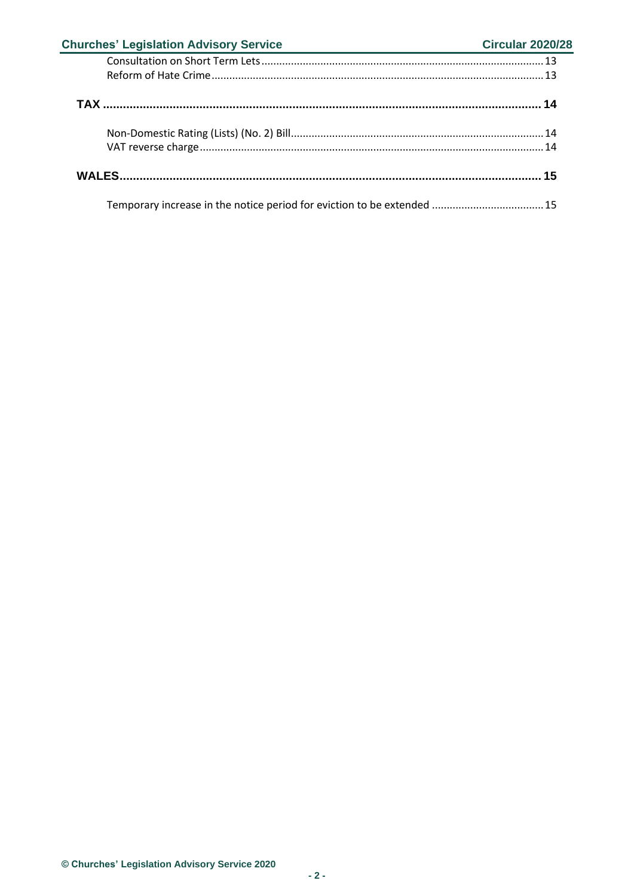Consultation on Short Term Lets .......... 13
Reform of Hate Crime .......... 13

**TAX .......... 14**

Non-Domestic Rating (Lists) (No. 2) Bill .......... 14
VAT reverse charge .......... 14

**WALES .......... 15**

Temporary increase in the notice period for eviction to be extended .......... 15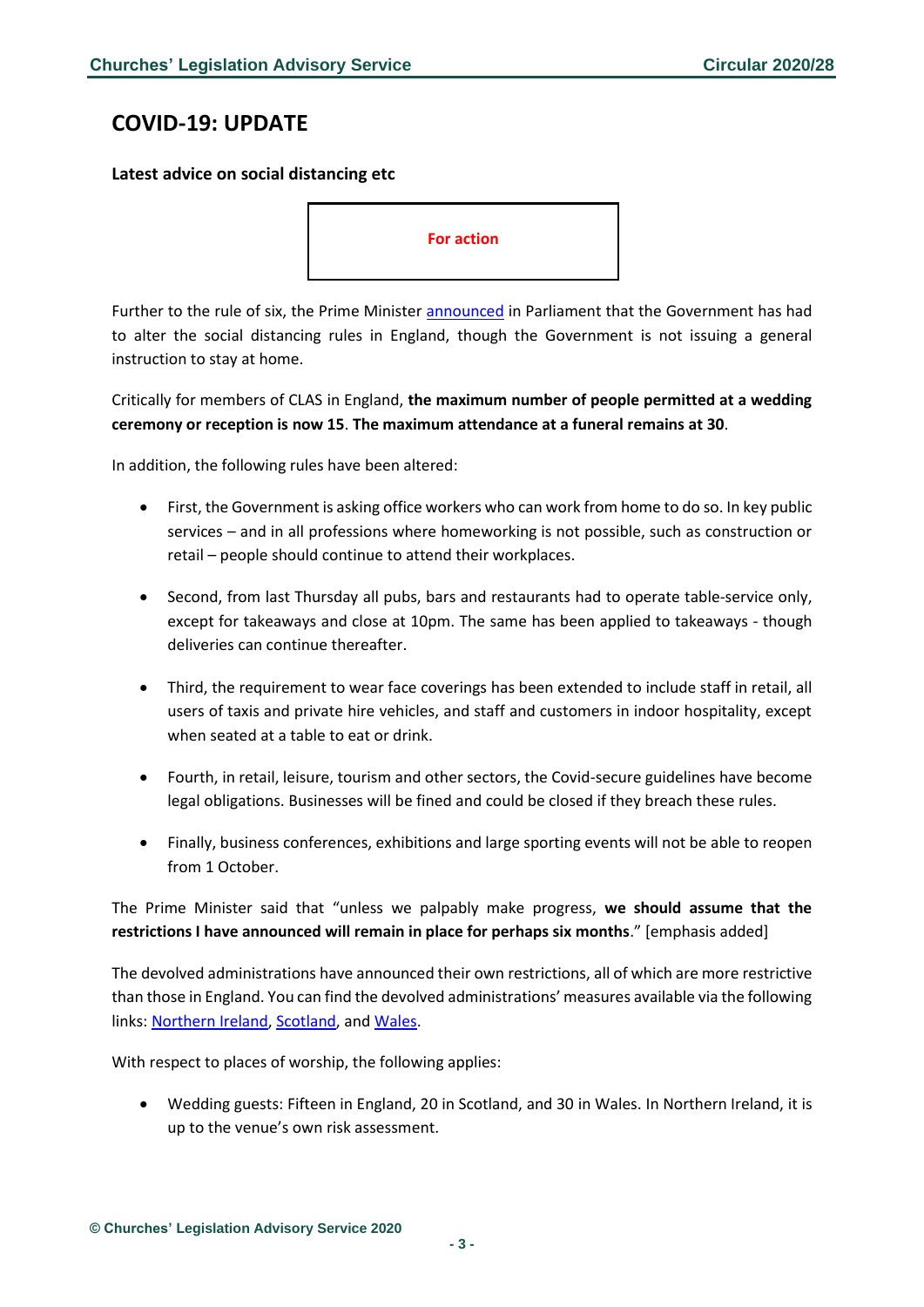## COVID-19: UPDATE

### Latest advice on social distancing etc

**For action**

Further to the rule of six, the Prime Minister announced in Parliament that the Government has had to alter the social distancing rules in England, though the Government is not issuing a general instruction to stay at home.

Critically for members of CLAS in England, **the maximum number of people permitted at a wedding ceremony or reception is now 15**. **The maximum attendance at a funeral remains at 30**.

In addition, the following rules have been altered:

- First, the Government is asking office workers who can work from home to do so. In key public services – and in all professions where homeworking is not possible, such as construction or retail – people should continue to attend their workplaces.
- Second, from last Thursday all pubs, bars and restaurants had to operate table-service only, except for takeaways and close at 10pm. The same has been applied to takeaways - though deliveries can continue thereafter.
- Third, the requirement to wear face coverings has been extended to include staff in retail, all users of taxis and private hire vehicles, and staff and customers in indoor hospitality, except when seated at a table to eat or drink.
- Fourth, in retail, leisure, tourism and other sectors, the Covid-secure guidelines have become legal obligations. Businesses will be fined and could be closed if they breach these rules.
- Finally, business conferences, exhibitions and large sporting events will not be able to reopen from 1 October.

The Prime Minister said that "unless we palpably make progress, **we should assume that the restrictions I have announced will remain in place for perhaps six months**." [emphasis added]

The devolved administrations have announced their own restrictions, all of which are more restrictive than those in England. You can find the devolved administrations' measures available via the following links: Northern Ireland, Scotland, and Wales.

With respect to places of worship, the following applies:

- Wedding guests: Fifteen in England, 20 in Scotland, and 30 in Wales. In Northern Ireland, it is up to the venue's own risk assessment.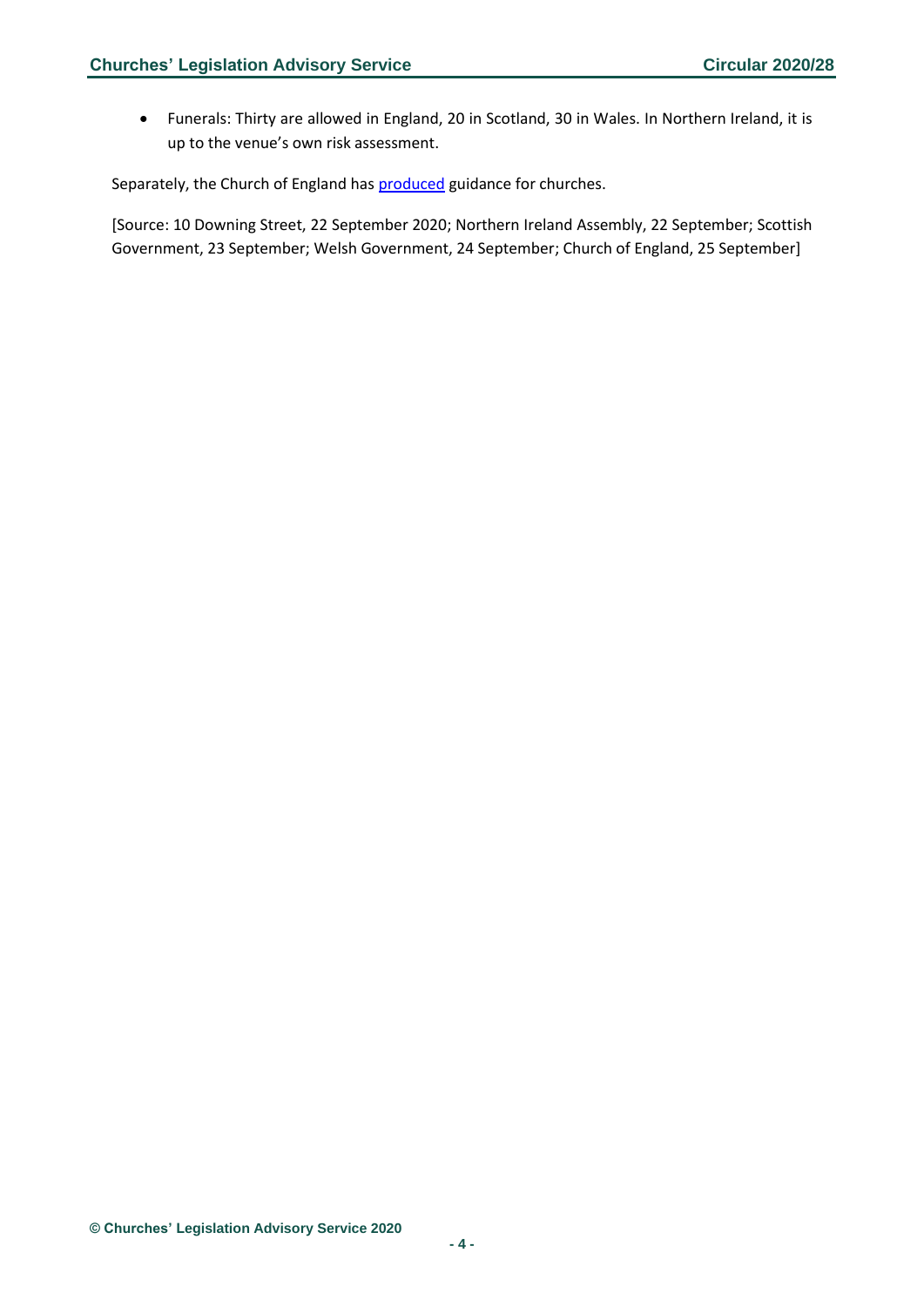- Funerals: Thirty are allowed in England, 20 in Scotland, 30 in Wales. In Northern Ireland, it is up to the venue's own risk assessment.

Separately, the Church of England has produced guidance for churches.

[Source: 10 Downing Street, 22 September 2020; Northern Ireland Assembly, 22 September; Scottish Government, 23 September; Welsh Government, 24 September; Church of England, 25 September]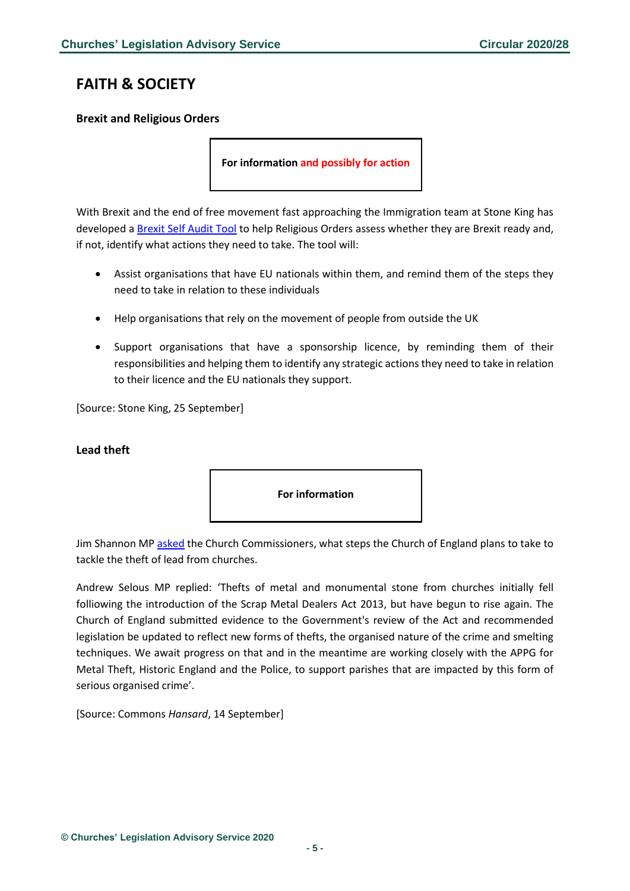# FAITH & SOCIETY

### Brexit and Religious Orders

**For information and possibly for action**

With Brexit and the end of free movement fast approaching the Immigration team at Stone King has developed a Brexit Self Audit Tool to help Religious Orders assess whether they are Brexit ready and, if not, identify what actions they need to take. The tool will:

- Assist organisations that have EU nationals within them, and remind them of the steps they need to take in relation to these individuals
- Help organisations that rely on the movement of people from outside the UK
- Support organisations that have a sponsorship licence, by reminding them of their responsibilities and helping them to identify any strategic actions they need to take in relation to their licence and the EU nationals they support.

[Source: Stone King, 25 September]

### Lead theft

**For information**

Jim Shannon MP asked the Church Commissioners, what steps the Church of England plans to take to tackle the theft of lead from churches.

Andrew Selous MP replied: 'Thefts of metal and monumental stone from churches initially fell folliowing the introduction of the Scrap Metal Dealers Act 2013, but have begun to rise again. The Church of England submitted evidence to the Government's review of the Act and recommended legislation be updated to reflect new forms of thefts, the organised nature of the crime and smelting techniques. We await progress on that and in the meantime are working closely with the APPG for Metal Theft, Historic England and the Police, to support parishes that are impacted by this form of serious organised crime'.

[Source: Commons *Hansard*, 14 September]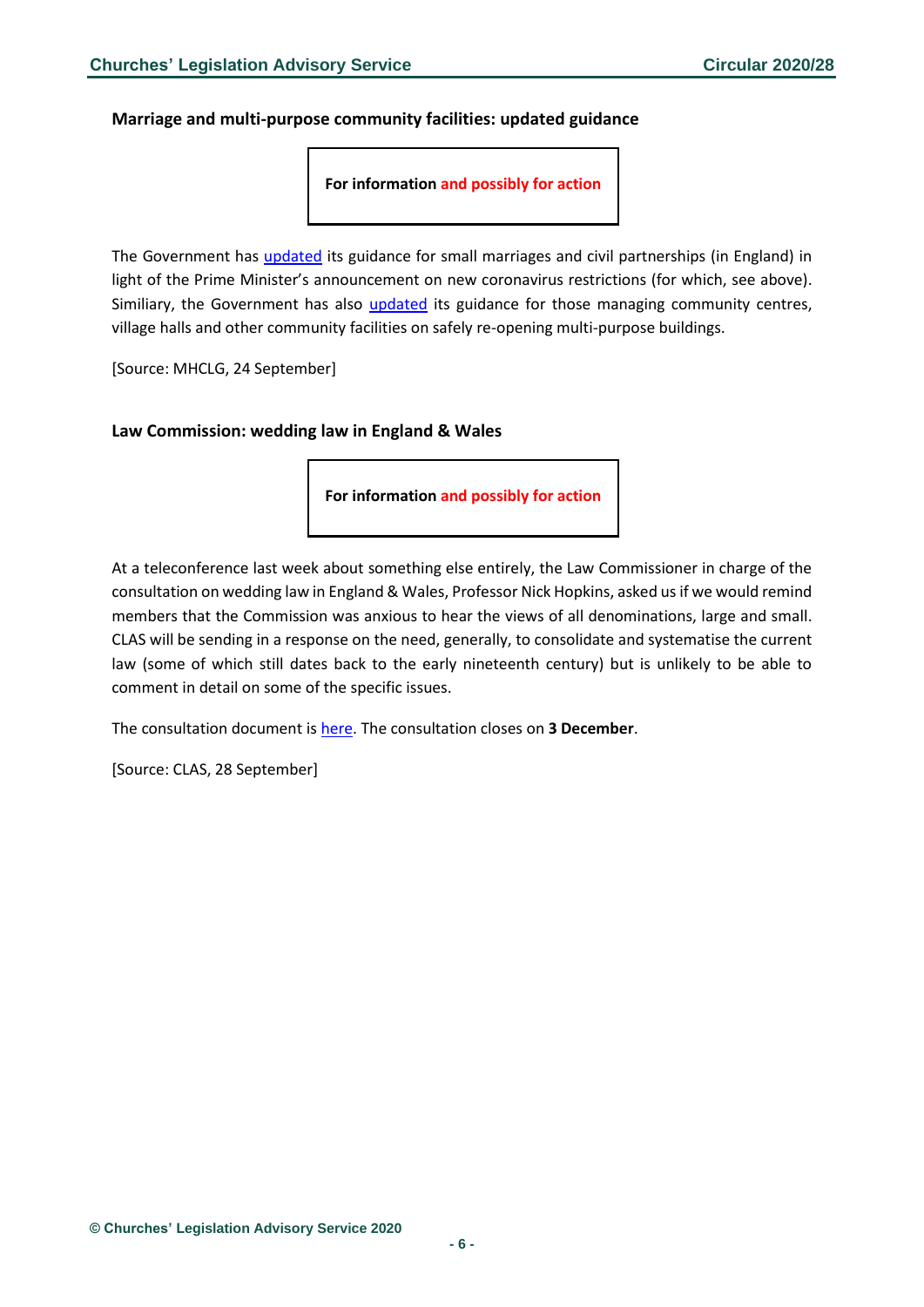### Marriage and multi-purpose community facilities: updated guidance

**For information and possibly for action**

The Government has updated its guidance for small marriages and civil partnerships (in England) in light of the Prime Minister's announcement on new coronavirus restrictions (for which, see above). Similiary, the Government has also updated its guidance for those managing community centres, village halls and other community facilities on safely re-opening multi-purpose buildings.

[Source: MHCLG, 24 September]

### Law Commission: wedding law in England & Wales

**For information and possibly for action**

At a teleconference last week about something else entirely, the Law Commissioner in charge of the consultation on wedding law in England & Wales, Professor Nick Hopkins, asked us if we would remind members that the Commission was anxious to hear the views of all denominations, large and small. CLAS will be sending in a response on the need, generally, to consolidate and systematise the current law (some of which still dates back to the early nineteenth century) but is unlikely to be able to comment in detail on some of the specific issues.

The consultation document is here. The consultation closes on **3 December**.

[Source: CLAS, 28 September]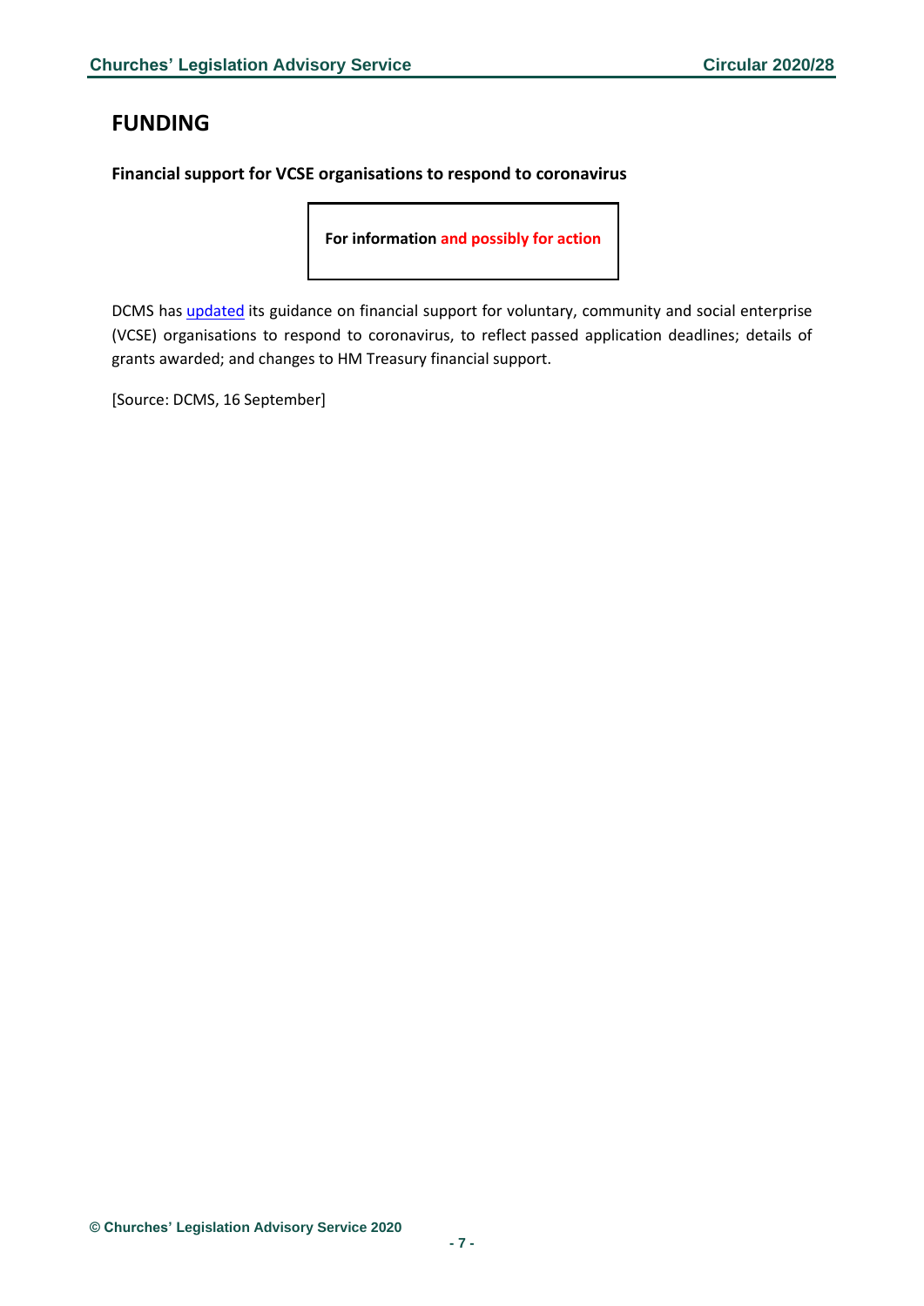# FUNDING

### Financial support for VCSE organisations to respond to coronavirus

**For information and possibly for action**

DCMS has updated its guidance on financial support for voluntary, community and social enterprise (VCSE) organisations to respond to coronavirus, to reflect passed application deadlines; details of grants awarded; and changes to HM Treasury financial support.

[Source: DCMS, 16 September]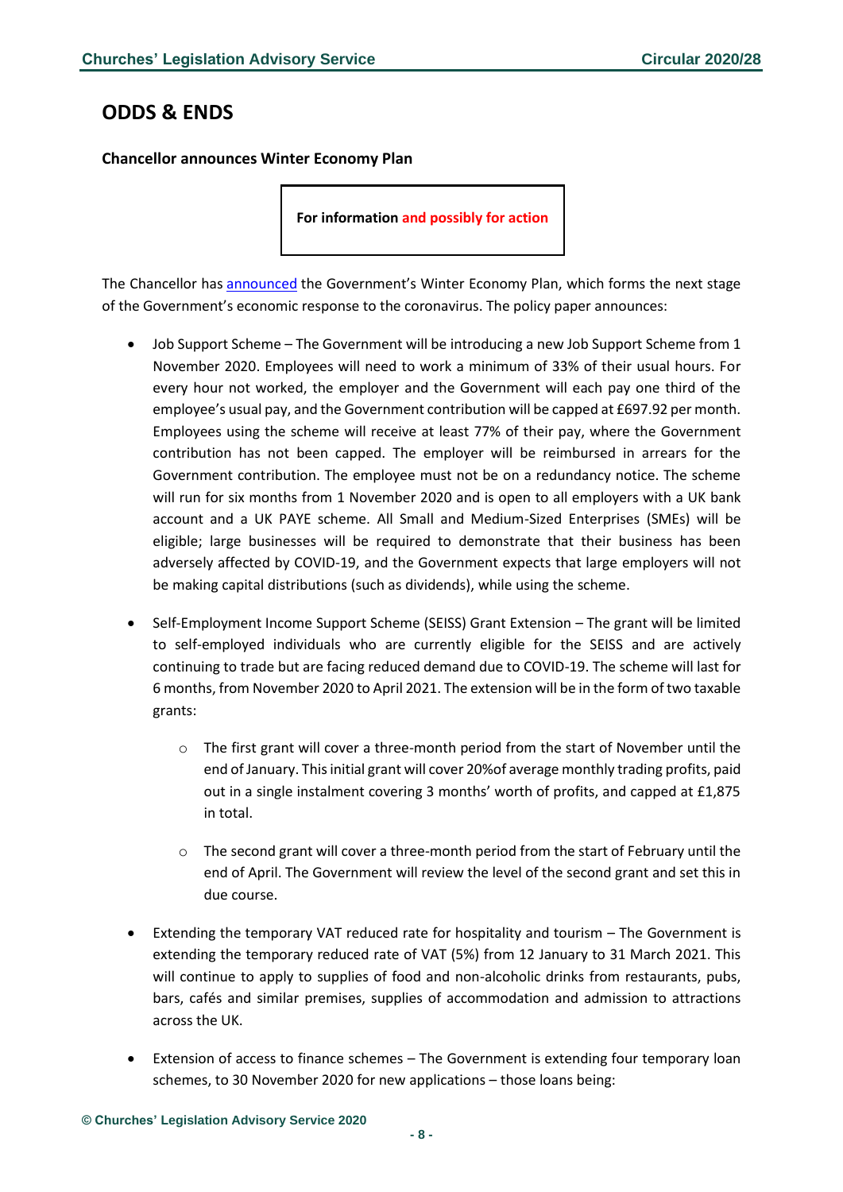## ODDS & ENDS

### Chancellor announces Winter Economy Plan

**For information and possibly for action**

The Chancellor has announced the Government's Winter Economy Plan, which forms the next stage of the Government's economic response to the coronavirus. The policy paper announces:

- Job Support Scheme – The Government will be introducing a new Job Support Scheme from 1 November 2020. Employees will need to work a minimum of 33% of their usual hours. For every hour not worked, the employer and the Government will each pay one third of the employee's usual pay, and the Government contribution will be capped at £697.92 per month. Employees using the scheme will receive at least 77% of their pay, where the Government contribution has not been capped. The employer will be reimbursed in arrears for the Government contribution. The employee must not be on a redundancy notice. The scheme will run for six months from 1 November 2020 and is open to all employers with a UK bank account and a UK PAYE scheme. All Small and Medium-Sized Enterprises (SMEs) will be eligible; large businesses will be required to demonstrate that their business has been adversely affected by COVID-19, and the Government expects that large employers will not be making capital distributions (such as dividends), while using the scheme.

- Self-Employment Income Support Scheme (SEISS) Grant Extension – The grant will be limited to self-employed individuals who are currently eligible for the SEISS and are actively continuing to trade but are facing reduced demand due to COVID-19. The scheme will last for 6 months, from November 2020 to April 2021. The extension will be in the form of two taxable grants:

  - The first grant will cover a three-month period from the start of November until the end of January. This initial grant will cover 20%of average monthly trading profits, paid out in a single instalment covering 3 months' worth of profits, and capped at £1,875 in total.

  - The second grant will cover a three-month period from the start of February until the end of April. The Government will review the level of the second grant and set this in due course.

- Extending the temporary VAT reduced rate for hospitality and tourism – The Government is extending the temporary reduced rate of VAT (5%) from 12 January to 31 March 2021. This will continue to apply to supplies of food and non-alcoholic drinks from restaurants, pubs, bars, cafés and similar premises, supplies of accommodation and admission to attractions across the UK.

- Extension of access to finance schemes – The Government is extending four temporary loan schemes, to 30 November 2020 for new applications – those loans being: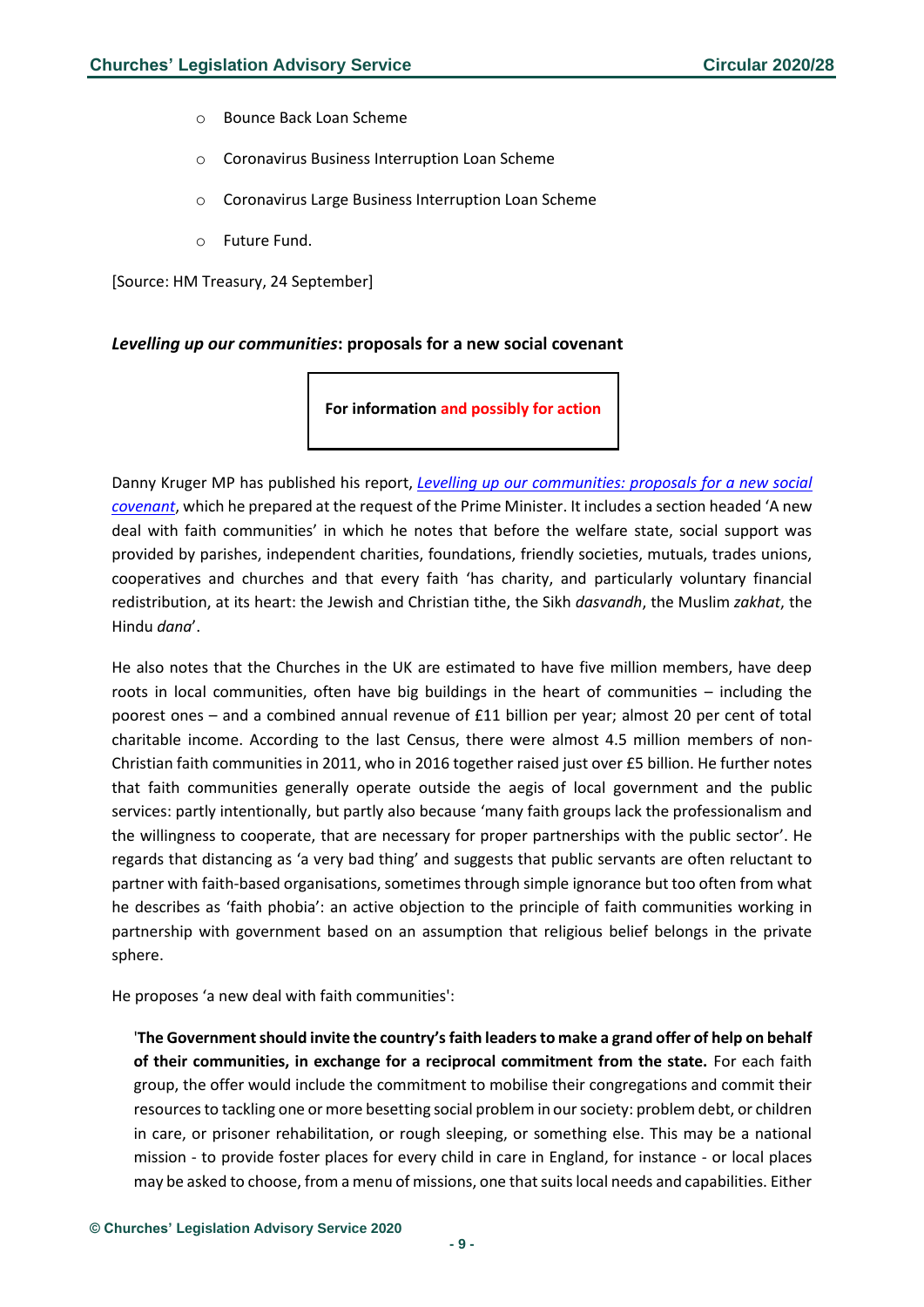- Bounce Back Loan Scheme
- Coronavirus Business Interruption Loan Scheme
- Coronavirus Large Business Interruption Loan Scheme
- Future Fund.

[Source: HM Treasury, 24 September]

### *Levelling up our communities*: proposals for a new social covenant

**For information and possibly for action**

Danny Kruger MP has published his report, *Levelling up our communities: proposals for a new social covenant*, which he prepared at the request of the Prime Minister. It includes a section headed 'A new deal with faith communities' in which he notes that before the welfare state, social support was provided by parishes, independent charities, foundations, friendly societies, mutuals, trades unions, cooperatives and churches and that every faith 'has charity, and particularly voluntary financial redistribution, at its heart: the Jewish and Christian tithe, the Sikh *dasvandh*, the Muslim *zakhat*, the Hindu *dana*'.

He also notes that the Churches in the UK are estimated to have five million members, have deep roots in local communities, often have big buildings in the heart of communities – including the poorest ones – and a combined annual revenue of £11 billion per year; almost 20 per cent of total charitable income. According to the last Census, there were almost 4.5 million members of non-Christian faith communities in 2011, who in 2016 together raised just over £5 billion. He further notes that faith communities generally operate outside the aegis of local government and the public services: partly intentionally, but partly also because 'many faith groups lack the professionalism and the willingness to cooperate, that are necessary for proper partnerships with the public sector'. He regards that distancing as 'a very bad thing' and suggests that public servants are often reluctant to partner with faith-based organisations, sometimes through simple ignorance but too often from what he describes as 'faith phobia': an active objection to the principle of faith communities working in partnership with government based on an assumption that religious belief belongs in the private sphere.

He proposes 'a new deal with faith communities':

> '**The Government should invite the country's faith leaders to make a grand offer of help on behalf of their communities, in exchange for a reciprocal commitment from the state.** For each faith group, the offer would include the commitment to mobilise their congregations and commit their resources to tackling one or more besetting social problem in our society: problem debt, or children in care, or prisoner rehabilitation, or rough sleeping, or something else. This may be a national mission - to provide foster places for every child in care in England, for instance - or local places may be asked to choose, from a menu of missions, one that suits local needs and capabilities. Either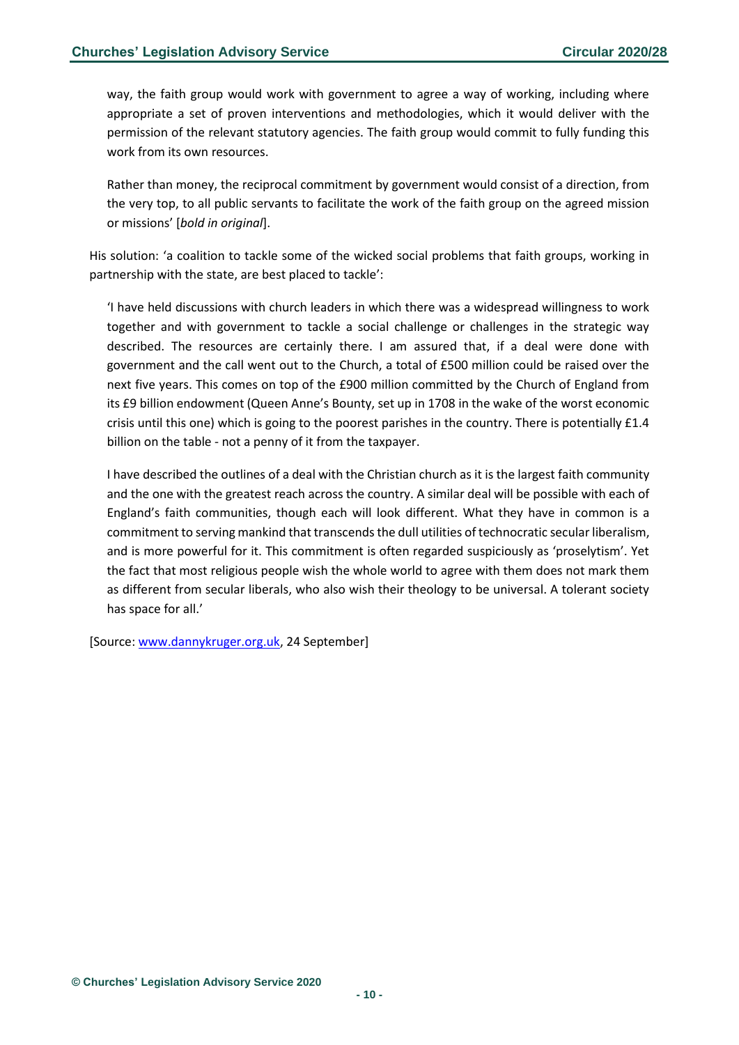> way, the faith group would work with government to agree a way of working, including where appropriate a set of proven interventions and methodologies, which it would deliver with the permission of the relevant statutory agencies. The faith group would commit to fully funding this work from its own resources.
>
> Rather than money, the reciprocal commitment by government would consist of a direction, from the very top, to all public servants to facilitate the work of the faith group on the agreed mission or missions' [*bold in original*].

His solution: 'a coalition to tackle some of the wicked social problems that faith groups, working in partnership with the state, are best placed to tackle':

> 'I have held discussions with church leaders in which there was a widespread willingness to work together and with government to tackle a social challenge or challenges in the strategic way described. The resources are certainly there. I am assured that, if a deal were done with government and the call went out to the Church, a total of £500 million could be raised over the next five years. This comes on top of the £900 million committed by the Church of England from its £9 billion endowment (Queen Anne's Bounty, set up in 1708 in the wake of the worst economic crisis until this one) which is going to the poorest parishes in the country. There is potentially £1.4 billion on the table - not a penny of it from the taxpayer.
>
> I have described the outlines of a deal with the Christian church as it is the largest faith community and the one with the greatest reach across the country. A similar deal will be possible with each of England's faith communities, though each will look different. What they have in common is a commitment to serving mankind that transcends the dull utilities of technocratic secular liberalism, and is more powerful for it. This commitment is often regarded suspiciously as 'proselytism'. Yet the fact that most religious people wish the whole world to agree with them does not mark them as different from secular liberals, who also wish their theology to be universal. A tolerant society has space for all.'

[Source: www.dannykruger.org.uk, 24 September]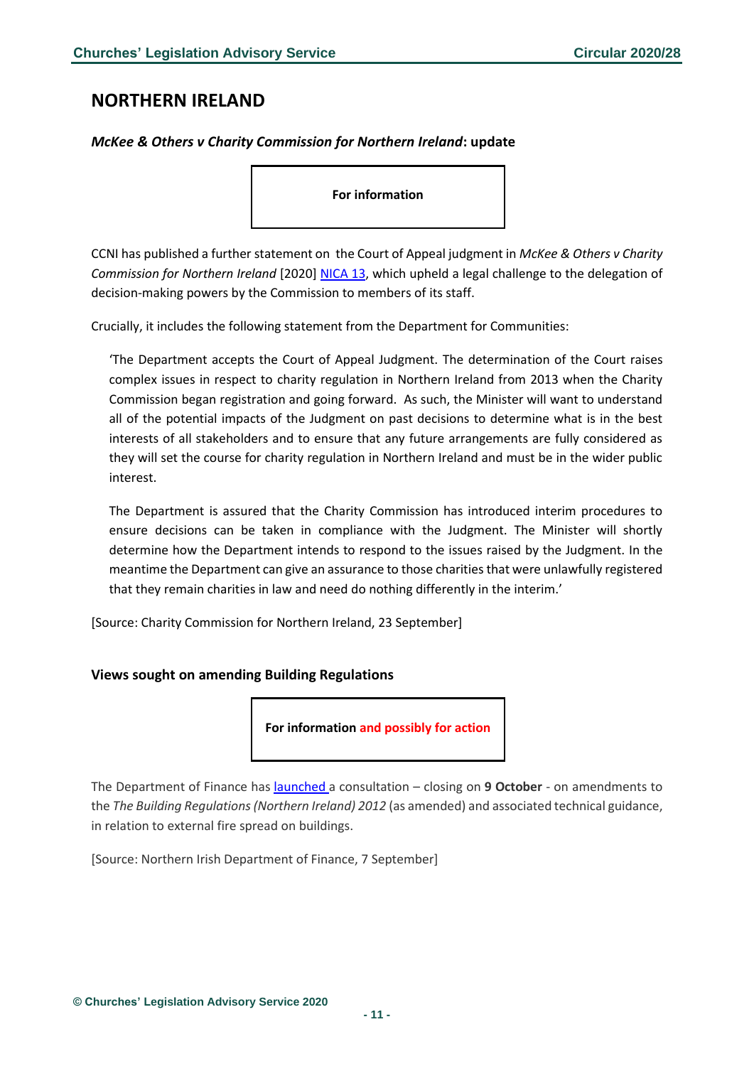# NORTHERN IRELAND

### *McKee & Others v Charity Commission for Northern Ireland*: update

**For information**

CCNI has published a further statement on the Court of Appeal judgment in *McKee & Others v Charity Commission for Northern Ireland* [2020] NICA 13, which upheld a legal challenge to the delegation of decision-making powers by the Commission to members of its staff.

Crucially, it includes the following statement from the Department for Communities:

> 'The Department accepts the Court of Appeal Judgment. The determination of the Court raises complex issues in respect to charity regulation in Northern Ireland from 2013 when the Charity Commission began registration and going forward. As such, the Minister will want to understand all of the potential impacts of the Judgment on past decisions to determine what is in the best interests of all stakeholders and to ensure that any future arrangements are fully considered as they will set the course for charity regulation in Northern Ireland and must be in the wider public interest.
>
> The Department is assured that the Charity Commission has introduced interim procedures to ensure decisions can be taken in compliance with the Judgment. The Minister will shortly determine how the Department intends to respond to the issues raised by the Judgment. In the meantime the Department can give an assurance to those charities that were unlawfully registered that they remain charities in law and need do nothing differently in the interim.'

[Source: Charity Commission for Northern Ireland, 23 September]

### Views sought on amending Building Regulations

**For information and possibly for action**

The Department of Finance has launched a consultation – closing on **9 October** - on amendments to the *The Building Regulations (Northern Ireland) 2012* (as amended) and associated technical guidance, in relation to external fire spread on buildings.

[Source: Northern Irish Department of Finance, 7 September]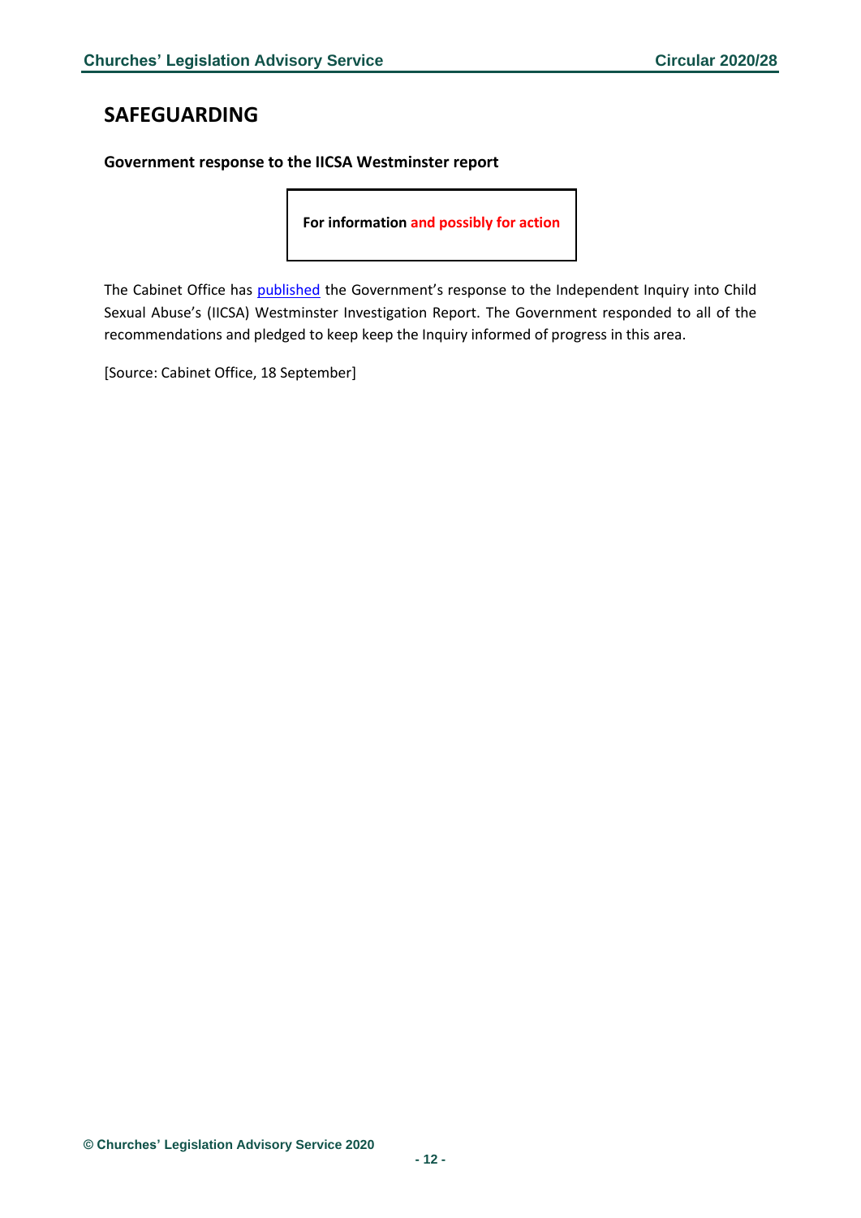## SAFEGUARDING

### Government response to the IICSA Westminster report

**For information and possibly for action**

The Cabinet Office has published the Government's response to the Independent Inquiry into Child Sexual Abuse's (IICSA) Westminster Investigation Report. The Government responded to all of the recommendations and pledged to keep keep the Inquiry informed of progress in this area.

[Source: Cabinet Office, 18 September]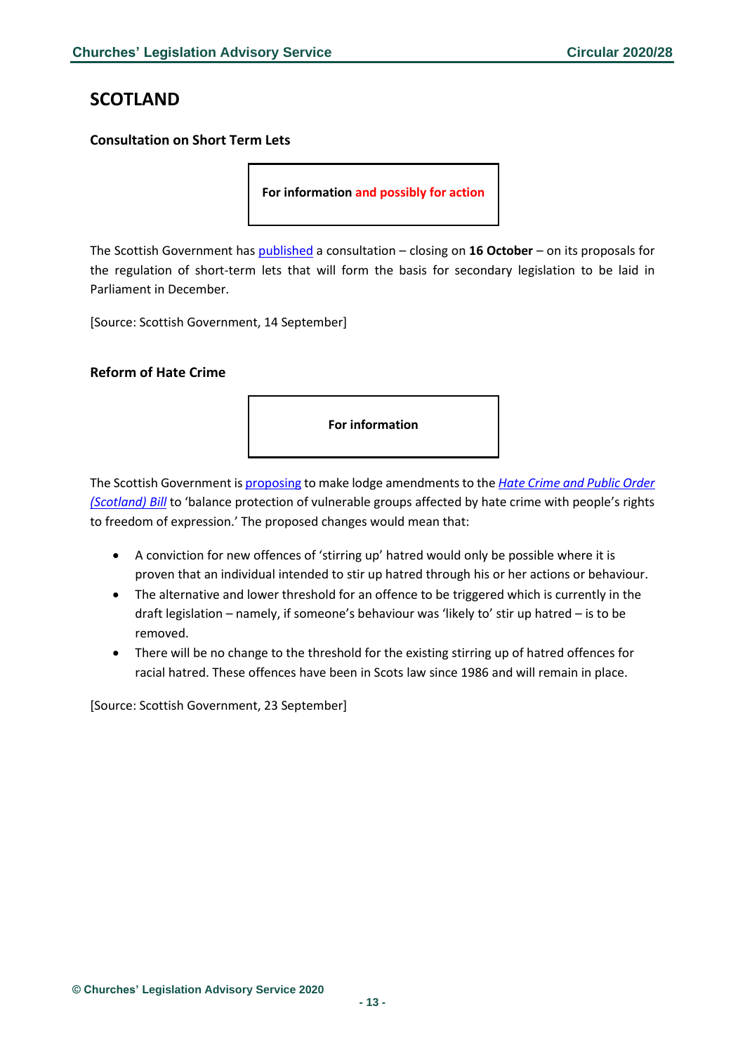## SCOTLAND

### Consultation on Short Term Lets

**For information and possibly for action**

The Scottish Government has published a consultation – closing on **16 October** – on its proposals for the regulation of short-term lets that will form the basis for secondary legislation to be laid in Parliament in December.

[Source: Scottish Government, 14 September]

### Reform of Hate Crime

**For information**

The Scottish Government is proposing to make lodge amendments to the *Hate Crime and Public Order (Scotland) Bill* to 'balance protection of vulnerable groups affected by hate crime with people's rights to freedom of expression.' The proposed changes would mean that:

- A conviction for new offences of 'stirring up' hatred would only be possible where it is proven that an individual intended to stir up hatred through his or her actions or behaviour.
- The alternative and lower threshold for an offence to be triggered which is currently in the draft legislation – namely, if someone's behaviour was 'likely to' stir up hatred – is to be removed.
- There will be no change to the threshold for the existing stirring up of hatred offences for racial hatred. These offences have been in Scots law since 1986 and will remain in place.

[Source: Scottish Government, 23 September]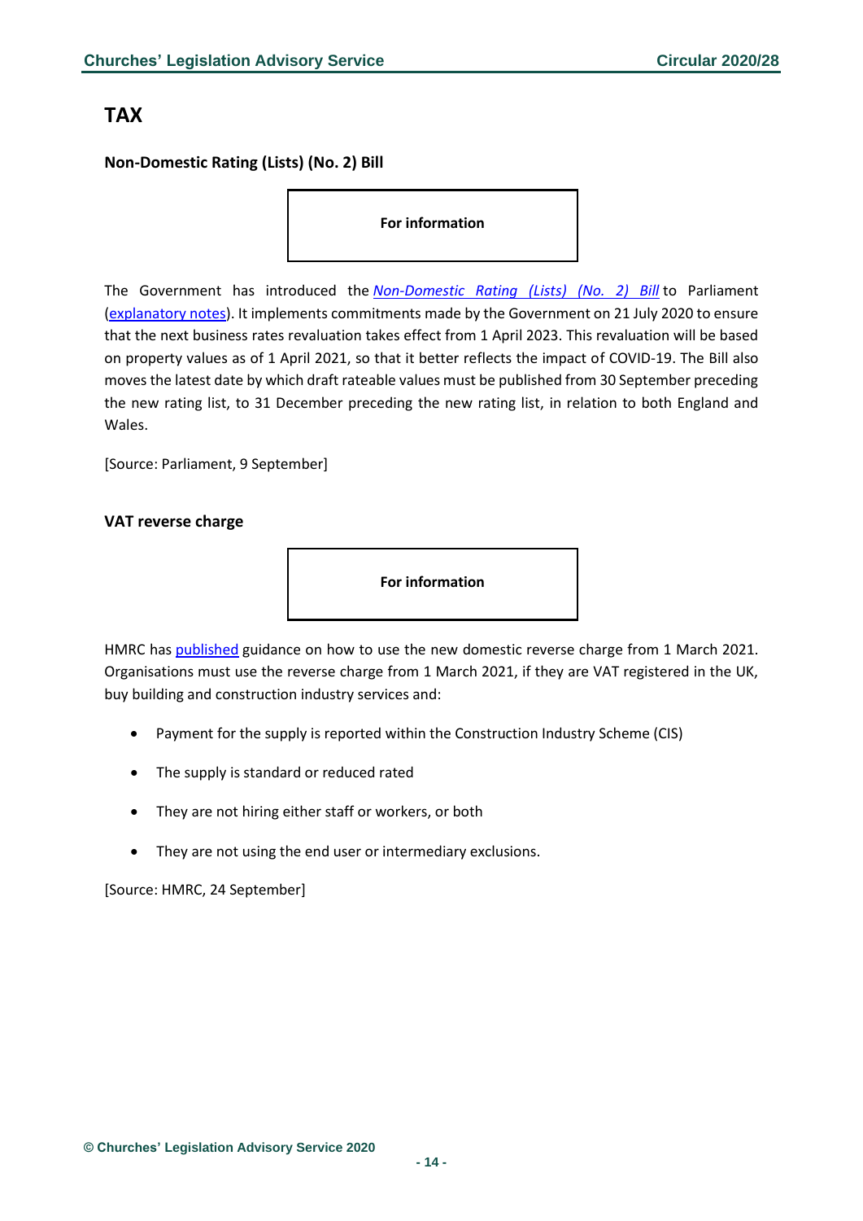# TAX

### Non-Domestic Rating (Lists) (No. 2) Bill

**For information**

The Government has introduced the *Non-Domestic Rating (Lists) (No. 2) Bill* to Parliament (explanatory notes). It implements commitments made by the Government on 21 July 2020 to ensure that the next business rates revaluation takes effect from 1 April 2023. This revaluation will be based on property values as of 1 April 2021, so that it better reflects the impact of COVID-19. The Bill also moves the latest date by which draft rateable values must be published from 30 September preceding the new rating list, to 31 December preceding the new rating list, in relation to both England and Wales.

[Source: Parliament, 9 September]

### VAT reverse charge

**For information**

HMRC has published guidance on how to use the new domestic reverse charge from 1 March 2021. Organisations must use the reverse charge from 1 March 2021, if they are VAT registered in the UK, buy building and construction industry services and:

- Payment for the supply is reported within the Construction Industry Scheme (CIS)
- The supply is standard or reduced rated
- They are not hiring either staff or workers, or both
- They are not using the end user or intermediary exclusions.

[Source: HMRC, 24 September]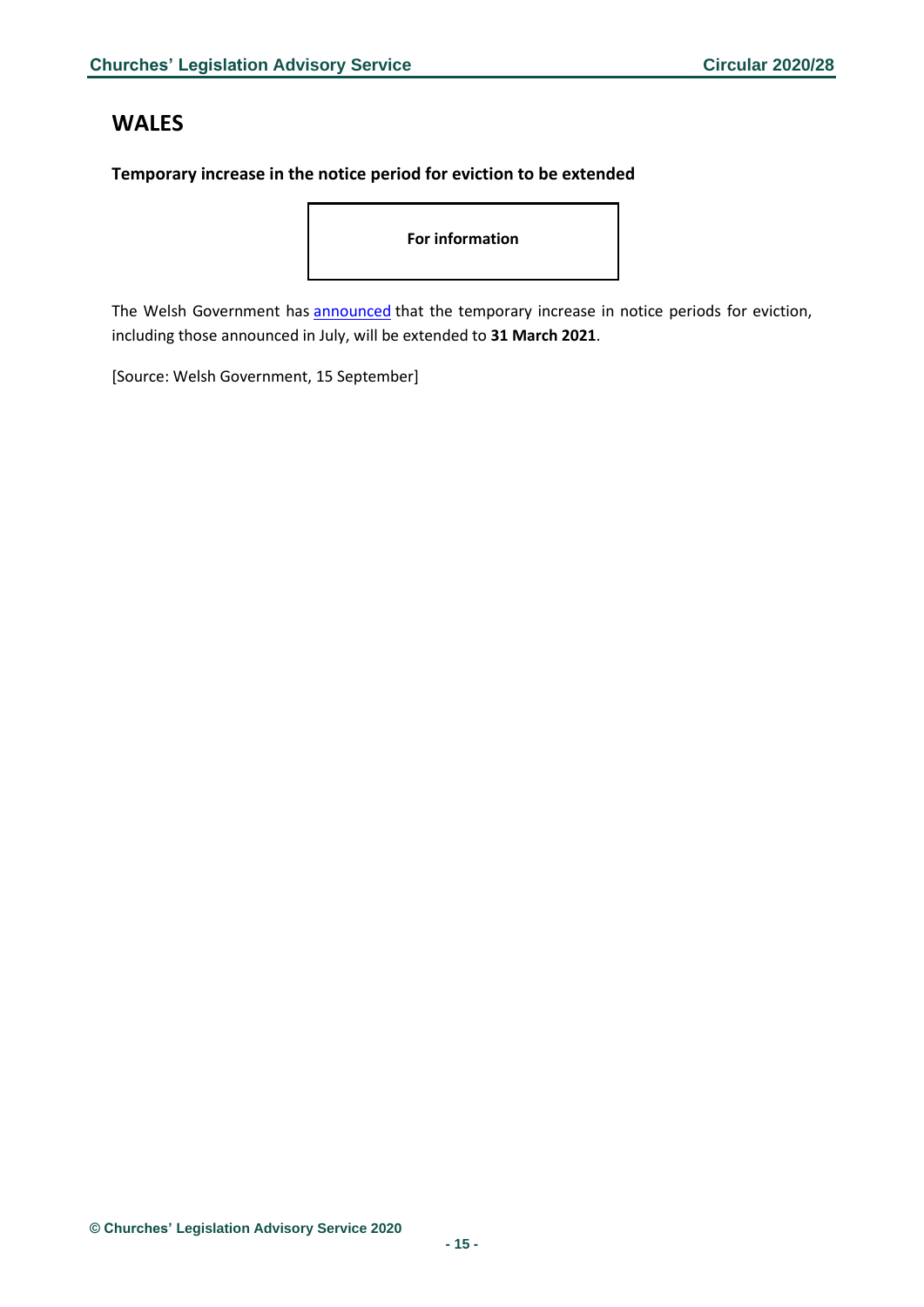## WALES

### Temporary increase in the notice period for eviction to be extended

**For information**

The Welsh Government has announced that the temporary increase in notice periods for eviction, including those announced in July, will be extended to **31 March 2021**.

[Source: Welsh Government, 15 September]

© Churches' Legislation Advisory Service 2020